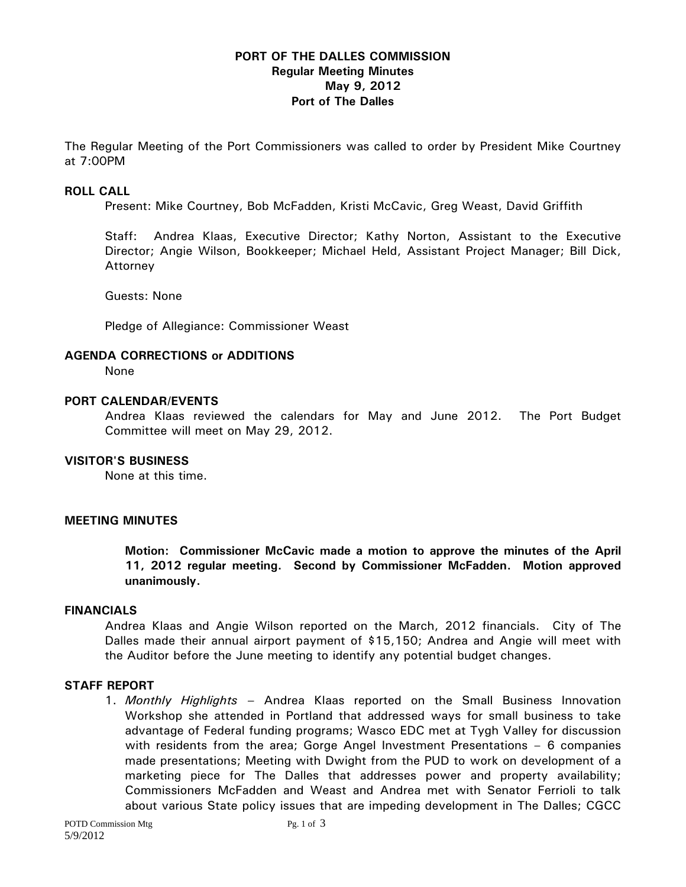**PORT OF THE DALLES COMMISSION**
**Regular Meeting Minutes**
**May 9, 2012**
**Port of The Dalles**

The Regular Meeting of the Port Commissioners was called to order by President Mike Courtney at 7:00PM

**ROLL CALL**

Present: Mike Courtney, Bob McFadden, Kristi McCavic, Greg Weast, David Griffith

Staff: Andrea Klaas, Executive Director; Kathy Norton, Assistant to the Executive Director; Angie Wilson, Bookkeeper; Michael Held, Assistant Project Manager; Bill Dick, Attorney

Guests: None

Pledge of Allegiance: Commissioner Weast

**AGENDA CORRECTIONS or ADDITIONS**

None

**PORT CALENDAR/EVENTS**

Andrea Klaas reviewed the calendars for May and June 2012. The Port Budget Committee will meet on May 29, 2012.

**VISITOR'S BUSINESS**

None at this time.

**MEETING MINUTES**

**Motion: Commissioner McCavic made a motion to approve the minutes of the April 11, 2012 regular meeting. Second by Commissioner McFadden. Motion approved unanimously.**

**FINANCIALS**

Andrea Klaas and Angie Wilson reported on the March, 2012 financials. City of The Dalles made their annual airport payment of $15,150; Andrea and Angie will meet with the Auditor before the June meeting to identify any potential budget changes.

**STAFF REPORT**

1. *Monthly Highlights* – Andrea Klaas reported on the Small Business Innovation Workshop she attended in Portland that addressed ways for small business to take advantage of Federal funding programs; Wasco EDC met at Tygh Valley for discussion with residents from the area; Gorge Angel Investment Presentations – 6 companies made presentations; Meeting with Dwight from the PUD to work on development of a marketing piece for The Dalles that addresses power and property availability; Commissioners McFadden and Weast and Andrea met with Senator Ferrioli to talk about various State policy issues that are impeding development in The Dalles; CGCC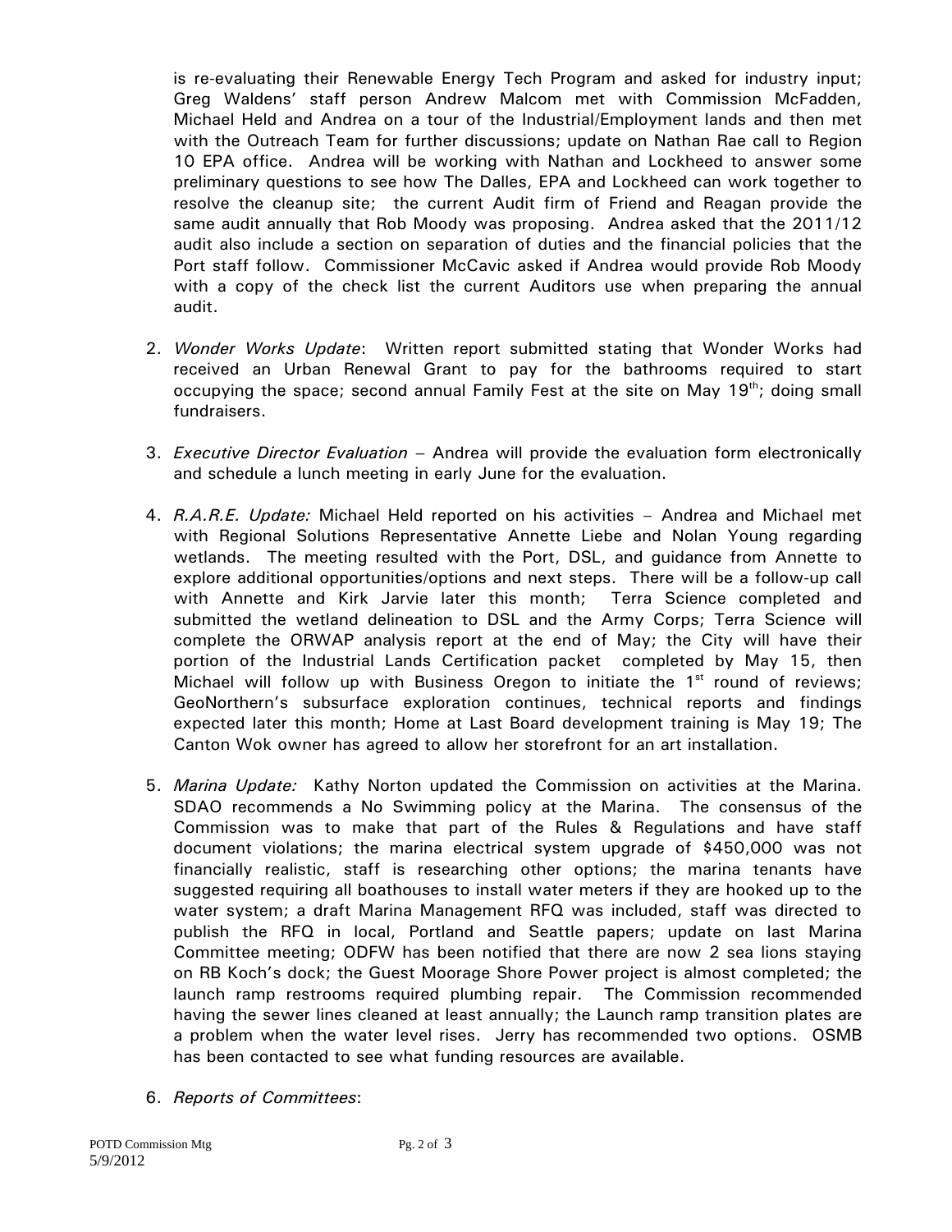is re-evaluating their Renewable Energy Tech Program and asked for industry input; Greg Waldens' staff person Andrew Malcom met with Commission McFadden, Michael Held and Andrea on a tour of the Industrial/Employment lands and then met with the Outreach Team for further discussions; update on Nathan Rae call to Region 10 EPA office. Andrea will be working with Nathan and Lockheed to answer some preliminary questions to see how The Dalles, EPA and Lockheed can work together to resolve the cleanup site; the current Audit firm of Friend and Reagan provide the same audit annually that Rob Moody was proposing. Andrea asked that the 2011/12 audit also include a section on separation of duties and the financial policies that the Port staff follow. Commissioner McCavic asked if Andrea would provide Rob Moody with a copy of the check list the current Auditors use when preparing the annual audit.

2. *Wonder Works Update*: Written report submitted stating that Wonder Works had received an Urban Renewal Grant to pay for the bathrooms required to start occupying the space; second annual Family Fest at the site on May 19th; doing small fundraisers.

3. *Executive Director Evaluation* – Andrea will provide the evaluation form electronically and schedule a lunch meeting in early June for the evaluation.

4. *R.A.R.E. Update:* Michael Held reported on his activities – Andrea and Michael met with Regional Solutions Representative Annette Liebe and Nolan Young regarding wetlands. The meeting resulted with the Port, DSL, and guidance from Annette to explore additional opportunities/options and next steps. There will be a follow-up call with Annette and Kirk Jarvie later this month; Terra Science completed and submitted the wetland delineation to DSL and the Army Corps; Terra Science will complete the ORWAP analysis report at the end of May; the City will have their portion of the Industrial Lands Certification packet completed by May 15, then Michael will follow up with Business Oregon to initiate the 1st round of reviews; GeoNorthern's subsurface exploration continues, technical reports and findings expected later this month; Home at Last Board development training is May 19; The Canton Wok owner has agreed to allow her storefront for an art installation.

5. *Marina Update:* Kathy Norton updated the Commission on activities at the Marina. SDAO recommends a No Swimming policy at the Marina. The consensus of the Commission was to make that part of the Rules & Regulations and have staff document violations; the marina electrical system upgrade of $450,000 was not financially realistic, staff is researching other options; the marina tenants have suggested requiring all boathouses to install water meters if they are hooked up to the water system; a draft Marina Management RFQ was included, staff was directed to publish the RFQ in local, Portland and Seattle papers; update on last Marina Committee meeting; ODFW has been notified that there are now 2 sea lions staying on RB Koch's dock; the Guest Moorage Shore Power project is almost completed; the launch ramp restrooms required plumbing repair. The Commission recommended having the sewer lines cleaned at least annually; the Launch ramp transition plates are a problem when the water level rises. Jerry has recommended two options. OSMB has been contacted to see what funding resources are available.

6. *Reports of Committees*: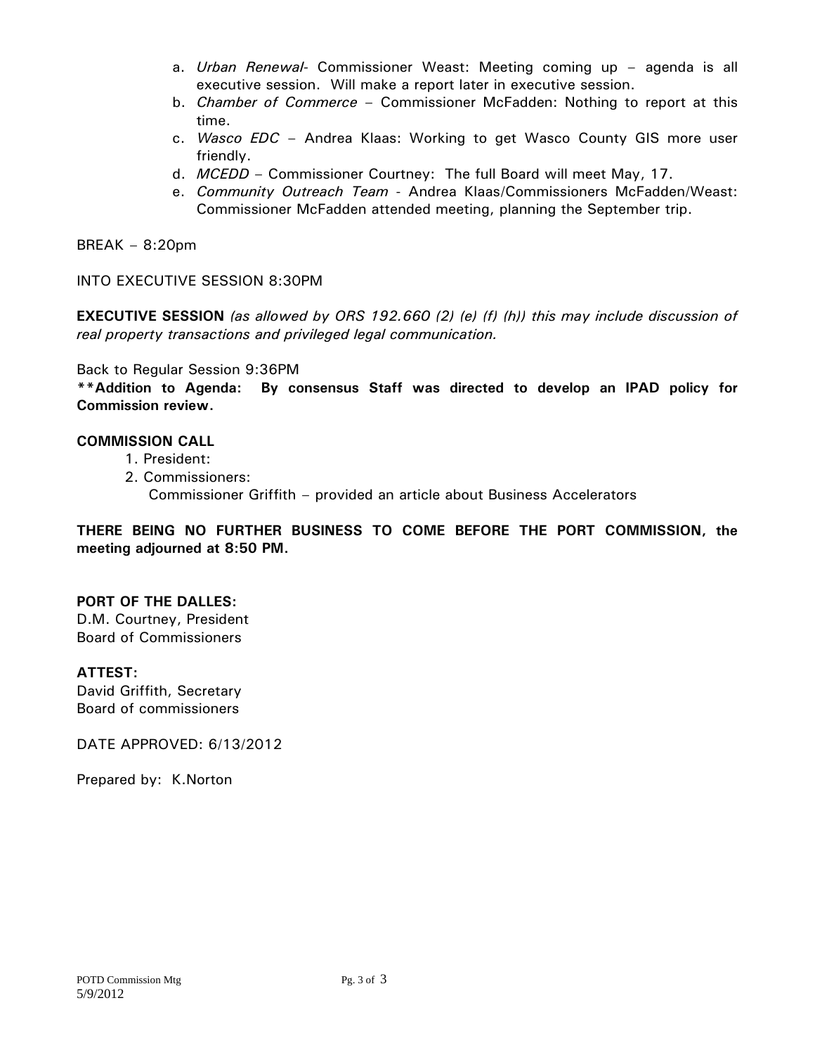a. *Urban Renewal*- Commissioner Weast: Meeting coming up – agenda is all executive session. Will make a report later in executive session.
b. *Chamber of Commerce* – Commissioner McFadden: Nothing to report at this time.
c. *Wasco EDC* – Andrea Klaas: Working to get Wasco County GIS more user friendly.
d. *MCEDD* – Commissioner Courtney: The full Board will meet May, 17.
e. *Community Outreach Team* - Andrea Klaas/Commissioners McFadden/Weast: Commissioner McFadden attended meeting, planning the September trip.

BREAK – 8:20pm

INTO EXECUTIVE SESSION 8:30PM

**EXECUTIVE SESSION** *(as allowed by ORS 192.660 (2) (e) (f) (h)) this may include discussion of real property transactions and privileged legal communication.*

Back to Regular Session 9:36PM

****Addition to Agenda: By consensus Staff was directed to develop an IPAD policy for Commission review.**

**COMMISSION CALL**

1. President:
2. Commissioners:
   Commissioner Griffith – provided an article about Business Accelerators

**THERE BEING NO FURTHER BUSINESS TO COME BEFORE THE PORT COMMISSION, the meeting adjourned at 8:50 PM.**

**PORT OF THE DALLES:**
D.M. Courtney, President
Board of Commissioners

**ATTEST:**
David Griffith, Secretary
Board of commissioners

DATE APPROVED: 6/13/2012

Prepared by: K.Norton